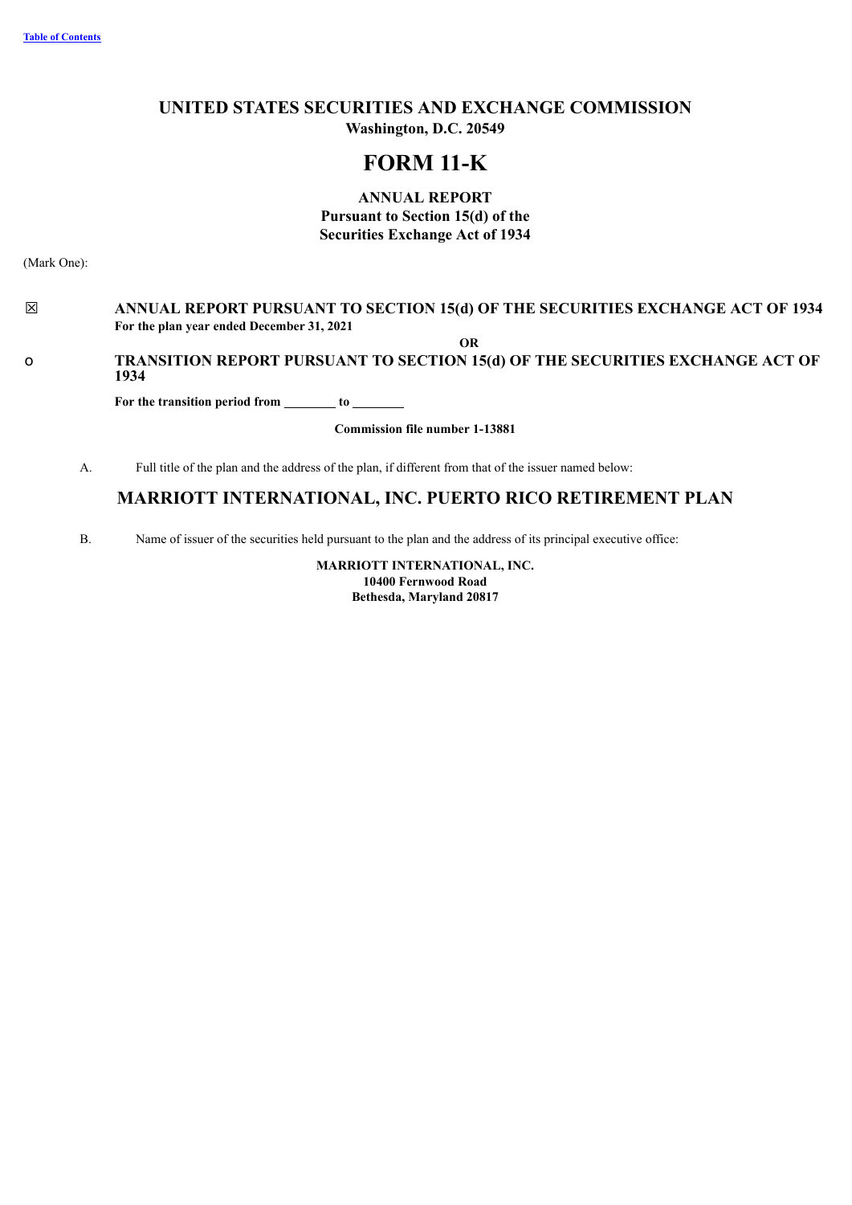[Table of Contents](#)

# UNITED STATES SECURITIES AND EXCHANGE COMMISSION

**Washington, D.C. 20549**

# FORM 11-K

**ANNUAL REPORT**
**Pursuant to Section 15(d) of the**
**Securities Exchange Act of 1934**

(Mark One):

☒ **ANNUAL REPORT PURSUANT TO SECTION 15(d) OF THE SECURITIES EXCHANGE ACT OF 1934**
**For the plan year ended December 31, 2021**

**OR**

o **TRANSITION REPORT PURSUANT TO SECTION 15(d) OF THE SECURITIES EXCHANGE ACT OF 1934**

**For the transition period from \_\_\_\_\_\_\_\_ to \_\_\_\_\_\_\_\_**

**Commission file number 1-13881**

A. Full title of the plan and the address of the plan, if different from that of the issuer named below:

## MARRIOTT INTERNATIONAL, INC. PUERTO RICO RETIREMENT PLAN

B. Name of issuer of the securities held pursuant to the plan and the address of its principal executive office:

**MARRIOTT INTERNATIONAL, INC.**
**10400 Fernwood Road**
**Bethesda, Maryland 20817**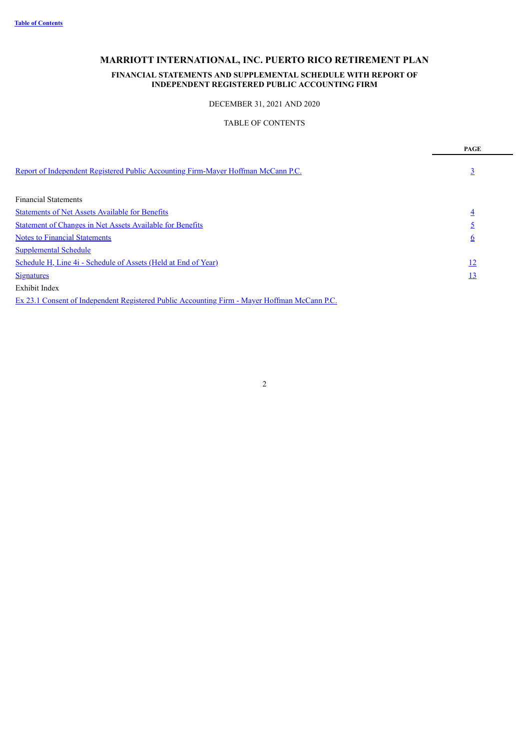# MARRIOTT INTERNATIONAL, INC. PUERTO RICO RETIREMENT PLAN

## FINANCIAL STATEMENTS AND SUPPLEMENTAL SCHEDULE WITH REPORT OF INDEPENDENT REGISTERED PUBLIC ACCOUNTING FIRM

DECEMBER 31, 2021 AND 2020

TABLE OF CONTENTS

| | PAGE |
|---|---|
| Report of Independent Registered Public Accounting Firm-Mayer Hoffman McCann P.C. | 3 |
| | |
| Financial Statements | |
| Statements of Net Assets Available for Benefits | 4 |
| Statement of Changes in Net Assets Available for Benefits | 5 |
| Notes to Financial Statements | 6 |
| Supplemental Schedule | |
| Schedule H, Line 4i - Schedule of Assets (Held at End of Year) | 12 |
| Signatures | 13 |
| Exhibit Index | |
| Ex 23.1 Consent of Independent Registered Public Accounting Firm - Mayer Hoffman McCann P.C. | |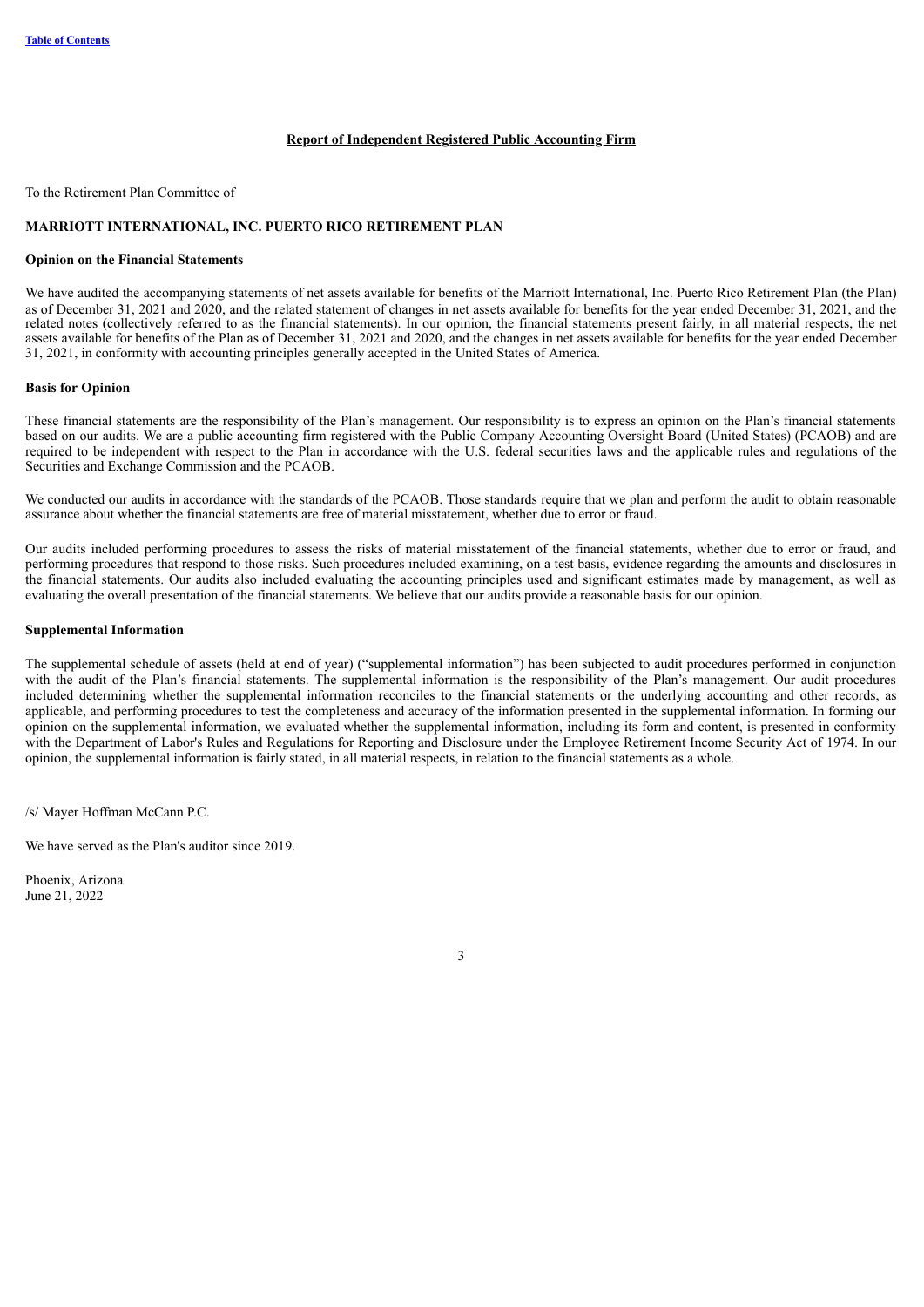[Table of Contents](#)

# Report of Independent Registered Public Accounting Firm

To the Retirement Plan Committee of

**MARRIOTT INTERNATIONAL, INC. PUERTO RICO RETIREMENT PLAN**

**Opinion on the Financial Statements**

We have audited the accompanying statements of net assets available for benefits of the Marriott International, Inc. Puerto Rico Retirement Plan (the Plan) as of December 31, 2021 and 2020, and the related statement of changes in net assets available for benefits for the year ended December 31, 2021, and the related notes (collectively referred to as the financial statements). In our opinion, the financial statements present fairly, in all material respects, the net assets available for benefits of the Plan as of December 31, 2021 and 2020, and the changes in net assets available for benefits for the year ended December 31, 2021, in conformity with accounting principles generally accepted in the United States of America.

**Basis for Opinion**

These financial statements are the responsibility of the Plan's management. Our responsibility is to express an opinion on the Plan's financial statements based on our audits. We are a public accounting firm registered with the Public Company Accounting Oversight Board (United States) (PCAOB) and are required to be independent with respect to the Plan in accordance with the U.S. federal securities laws and the applicable rules and regulations of the Securities and Exchange Commission and the PCAOB.

We conducted our audits in accordance with the standards of the PCAOB. Those standards require that we plan and perform the audit to obtain reasonable assurance about whether the financial statements are free of material misstatement, whether due to error or fraud.

Our audits included performing procedures to assess the risks of material misstatement of the financial statements, whether due to error or fraud, and performing procedures that respond to those risks. Such procedures included examining, on a test basis, evidence regarding the amounts and disclosures in the financial statements. Our audits also included evaluating the accounting principles used and significant estimates made by management, as well as evaluating the overall presentation of the financial statements. We believe that our audits provide a reasonable basis for our opinion.

**Supplemental Information**

The supplemental schedule of assets (held at end of year) ("supplemental information") has been subjected to audit procedures performed in conjunction with the audit of the Plan's financial statements. The supplemental information is the responsibility of the Plan's management. Our audit procedures included determining whether the supplemental information reconciles to the financial statements or the underlying accounting and other records, as applicable, and performing procedures to test the completeness and accuracy of the information presented in the supplemental information. In forming our opinion on the supplemental information, we evaluated whether the supplemental information, including its form and content, is presented in conformity with the Department of Labor's Rules and Regulations for Reporting and Disclosure under the Employee Retirement Income Security Act of 1974. In our opinion, the supplemental information is fairly stated, in all material respects, in relation to the financial statements as a whole.

/s/ Mayer Hoffman McCann P.C.

We have served as the Plan's auditor since 2019.

Phoenix, Arizona
June 21, 2022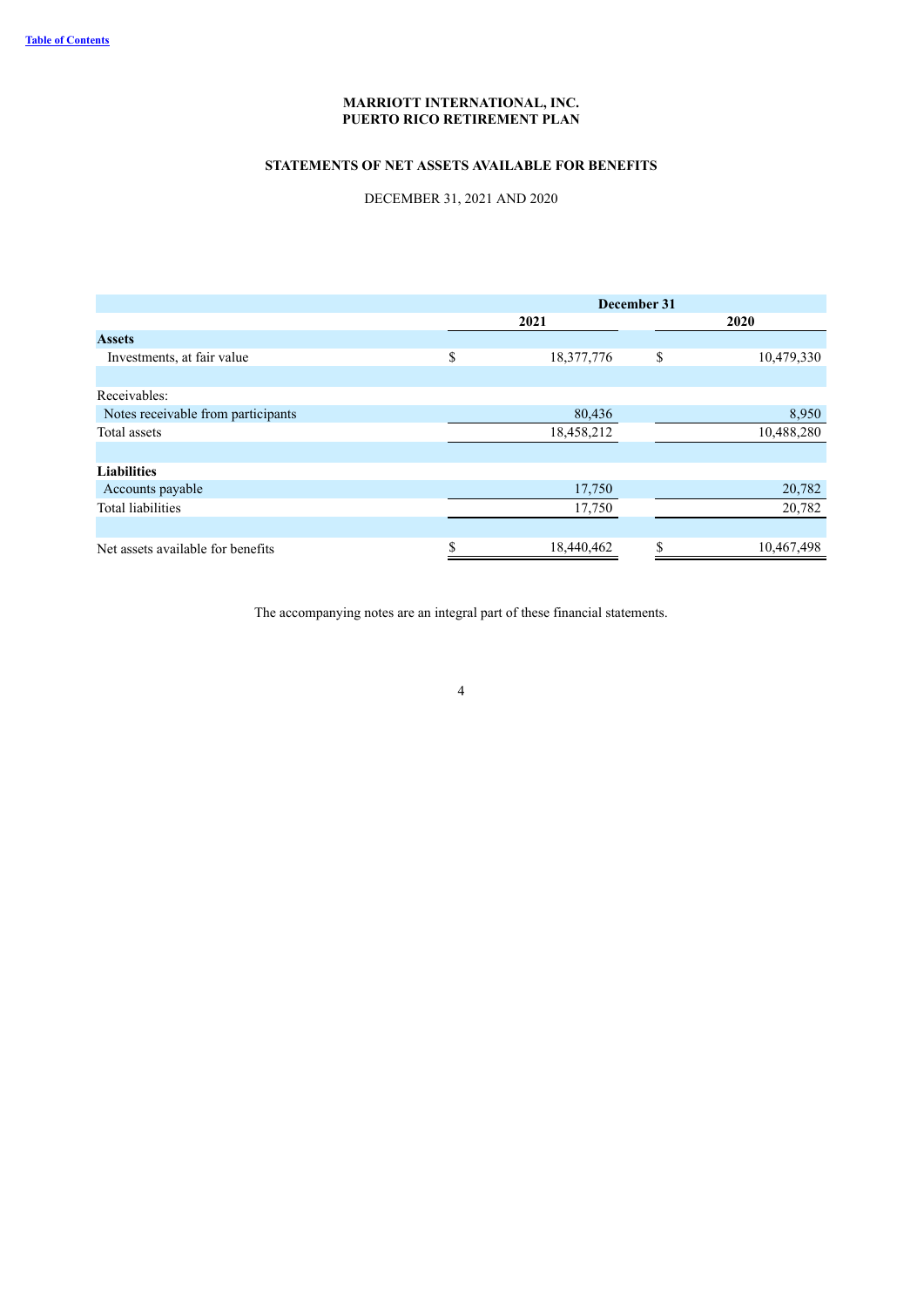**MARRIOTT INTERNATIONAL, INC.**
**PUERTO RICO RETIREMENT PLAN**

**STATEMENTS OF NET ASSETS AVAILABLE FOR BENEFITS**

DECEMBER 31, 2021 AND 2020

| | December 31 | |
|---|---|---|
| | **2021** | **2020** |
| **Assets** | | |
| Investments, at fair value | $ 18,377,776 | $ 10,479,330 |
| | | |
| Receivables: | | |
| Notes receivable from participants | 80,436 | 8,950 |
| Total assets | 18,458,212 | 10,488,280 |
| | | |
| **Liabilities** | | |
| Accounts payable | 17,750 | 20,782 |
| Total liabilities | 17,750 | 20,782 |
| | | |
| Net assets available for benefits | $ 18,440,462 | $ 10,467,498 |

The accompanying notes are an integral part of these financial statements.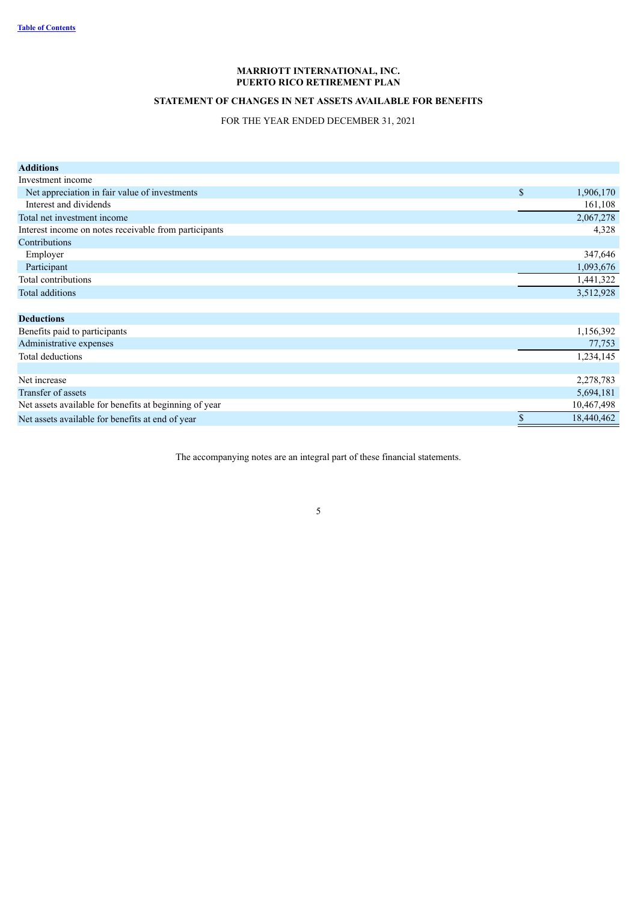**MARRIOTT INTERNATIONAL, INC.**
**PUERTO RICO RETIREMENT PLAN**

**STATEMENT OF CHANGES IN NET ASSETS AVAILABLE FOR BENEFITS**

FOR THE YEAR ENDED DECEMBER 31, 2021

| | |
|---|---|
| **Additions** | |
| Investment income | |
| Net appreciation in fair value of investments | $ 1,906,170 |
| Interest and dividends | 161,108 |
| Total net investment income | 2,067,278 |
| Interest income on notes receivable from participants | 4,328 |
| Contributions | |
| Employer | 347,646 |
| Participant | 1,093,676 |
| Total contributions | 1,441,322 |
| Total additions | 3,512,928 |
| | |
| **Deductions** | |
| Benefits paid to participants | 1,156,392 |
| Administrative expenses | 77,753 |
| Total deductions | 1,234,145 |
| | |
| Net increase | 2,278,783 |
| Transfer of assets | 5,694,181 |
| Net assets available for benefits at beginning of year | 10,467,498 |
| Net assets available for benefits at end of year | $ 18,440,462 |

The accompanying notes are an integral part of these financial statements.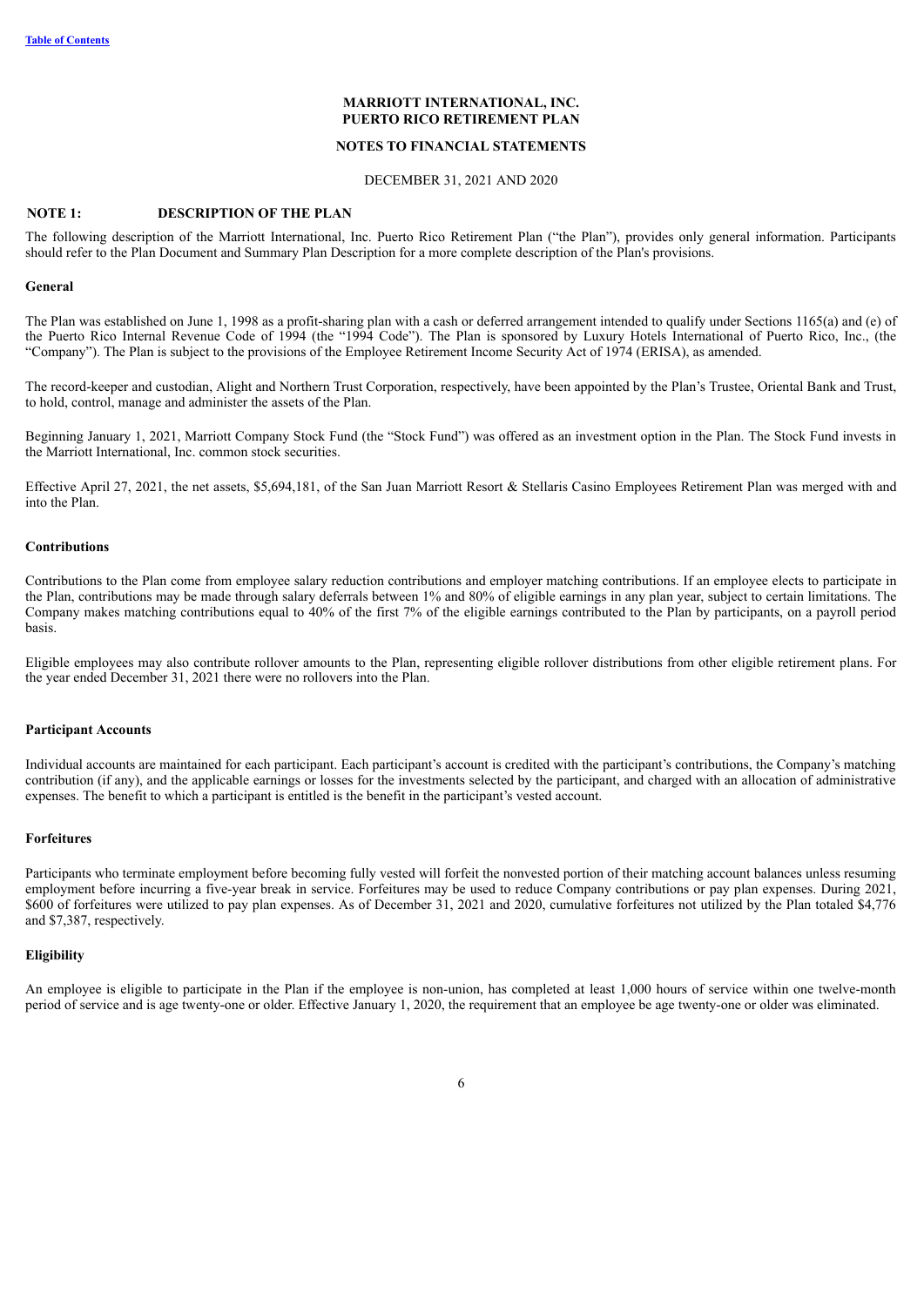# MARRIOTT INTERNATIONAL, INC.
# PUERTO RICO RETIREMENT PLAN

## NOTES TO FINANCIAL STATEMENTS

DECEMBER 31, 2021 AND 2020

## NOTE 1: DESCRIPTION OF THE PLAN

The following description of the Marriott International, Inc. Puerto Rico Retirement Plan ("the Plan"), provides only general information. Participants should refer to the Plan Document and Summary Plan Description for a more complete description of the Plan's provisions.

### General

The Plan was established on June 1, 1998 as a profit-sharing plan with a cash or deferred arrangement intended to qualify under Sections 1165(a) and (e) of the Puerto Rico Internal Revenue Code of 1994 (the "1994 Code"). The Plan is sponsored by Luxury Hotels International of Puerto Rico, Inc., (the "Company"). The Plan is subject to the provisions of the Employee Retirement Income Security Act of 1974 (ERISA), as amended.

The record-keeper and custodian, Alight and Northern Trust Corporation, respectively, have been appointed by the Plan's Trustee, Oriental Bank and Trust, to hold, control, manage and administer the assets of the Plan.

Beginning January 1, 2021, Marriott Company Stock Fund (the "Stock Fund") was offered as an investment option in the Plan. The Stock Fund invests in the Marriott International, Inc. common stock securities.

Effective April 27, 2021, the net assets, $5,694,181, of the San Juan Marriott Resort & Stellaris Casino Employees Retirement Plan was merged with and into the Plan.

### Contributions

Contributions to the Plan come from employee salary reduction contributions and employer matching contributions. If an employee elects to participate in the Plan, contributions may be made through salary deferrals between 1% and 80% of eligible earnings in any plan year, subject to certain limitations. The Company makes matching contributions equal to 40% of the first 7% of the eligible earnings contributed to the Plan by participants, on a payroll period basis.

Eligible employees may also contribute rollover amounts to the Plan, representing eligible rollover distributions from other eligible retirement plans. For the year ended December 31, 2021 there were no rollovers into the Plan.

### Participant Accounts

Individual accounts are maintained for each participant. Each participant's account is credited with the participant's contributions, the Company's matching contribution (if any), and the applicable earnings or losses for the investments selected by the participant, and charged with an allocation of administrative expenses. The benefit to which a participant is entitled is the benefit in the participant's vested account.

### Forfeitures

Participants who terminate employment before becoming fully vested will forfeit the nonvested portion of their matching account balances unless resuming employment before incurring a five-year break in service. Forfeitures may be used to reduce Company contributions or pay plan expenses. During 2021, $600 of forfeitures were utilized to pay plan expenses. As of December 31, 2021 and 2020, cumulative forfeitures not utilized by the Plan totaled $4,776 and $7,387, respectively.

### Eligibility

An employee is eligible to participate in the Plan if the employee is non-union, has completed at least 1,000 hours of service within one twelve-month period of service and is age twenty-one or older. Effective January 1, 2020, the requirement that an employee be age twenty-one or older was eliminated.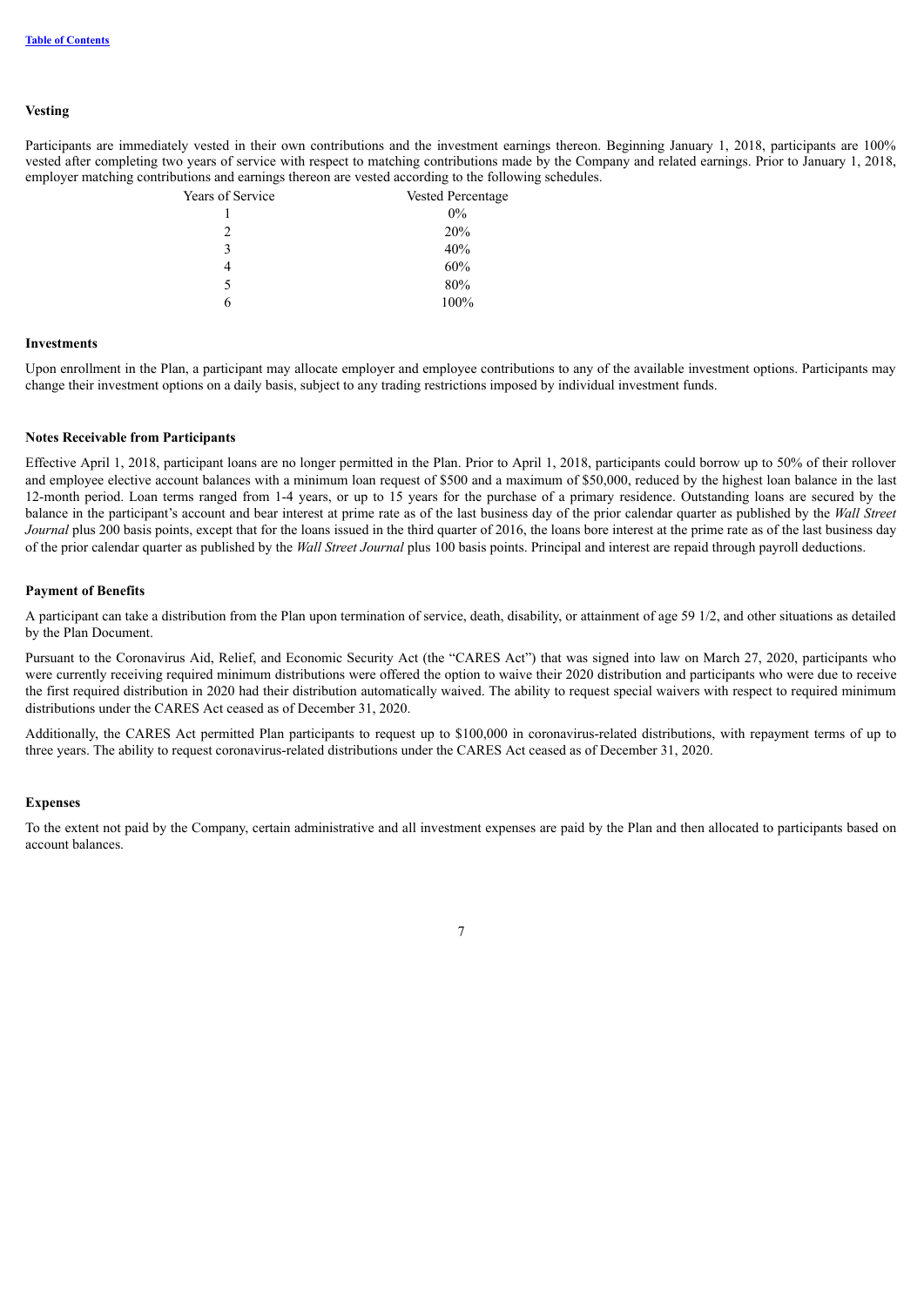**Vesting**

Participants are immediately vested in their own contributions and the investment earnings thereon. Beginning January 1, 2018, participants are 100% vested after completing two years of service with respect to matching contributions made by the Company and related earnings. Prior to January 1, 2018, employer matching contributions and earnings thereon are vested according to the following schedules.

| Years of Service | Vested Percentage |
|---|---|
| 1 | 0% |
| 2 | 20% |
| 3 | 40% |
| 4 | 60% |
| 5 | 80% |
| 6 | 100% |

**Investments**

Upon enrollment in the Plan, a participant may allocate employer and employee contributions to any of the available investment options. Participants may change their investment options on a daily basis, subject to any trading restrictions imposed by individual investment funds.

**Notes Receivable from Participants**

Effective April 1, 2018, participant loans are no longer permitted in the Plan. Prior to April 1, 2018, participants could borrow up to 50% of their rollover and employee elective account balances with a minimum loan request of $500 and a maximum of $50,000, reduced by the highest loan balance in the last 12-month period. Loan terms ranged from 1-4 years, or up to 15 years for the purchase of a primary residence. Outstanding loans are secured by the balance in the participant's account and bear interest at prime rate as of the last business day of the prior calendar quarter as published by the *Wall Street Journal* plus 200 basis points, except that for the loans issued in the third quarter of 2016, the loans bore interest at the prime rate as of the last business day of the prior calendar quarter as published by the *Wall Street Journal* plus 100 basis points. Principal and interest are repaid through payroll deductions.

**Payment of Benefits**

A participant can take a distribution from the Plan upon termination of service, death, disability, or attainment of age 59 1/2, and other situations as detailed by the Plan Document.

Pursuant to the Coronavirus Aid, Relief, and Economic Security Act (the "CARES Act") that was signed into law on March 27, 2020, participants who were currently receiving required minimum distributions were offered the option to waive their 2020 distribution and participants who were due to receive the first required distribution in 2020 had their distribution automatically waived. The ability to request special waivers with respect to required minimum distributions under the CARES Act ceased as of December 31, 2020.

Additionally, the CARES Act permitted Plan participants to request up to $100,000 in coronavirus-related distributions, with repayment terms of up to three years. The ability to request coronavirus-related distributions under the CARES Act ceased as of December 31, 2020.

**Expenses**

To the extent not paid by the Company, certain administrative and all investment expenses are paid by the Plan and then allocated to participants based on account balances.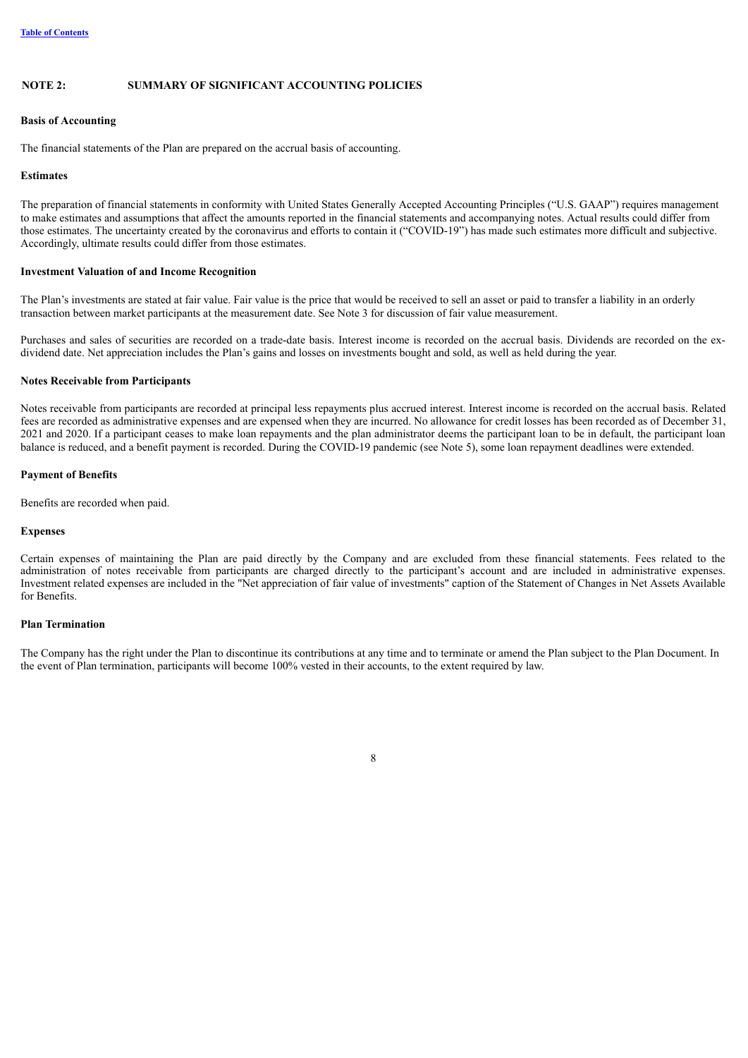## NOTE 2: SUMMARY OF SIGNIFICANT ACCOUNTING POLICIES

### Basis of Accounting

The financial statements of the Plan are prepared on the accrual basis of accounting.

### Estimates

The preparation of financial statements in conformity with United States Generally Accepted Accounting Principles ("U.S. GAAP") requires management to make estimates and assumptions that affect the amounts reported in the financial statements and accompanying notes. Actual results could differ from those estimates. The uncertainty created by the coronavirus and efforts to contain it ("COVID-19") has made such estimates more difficult and subjective. Accordingly, ultimate results could differ from those estimates.

### Investment Valuation of and Income Recognition

The Plan's investments are stated at fair value. Fair value is the price that would be received to sell an asset or paid to transfer a liability in an orderly transaction between market participants at the measurement date. See Note 3 for discussion of fair value measurement.

Purchases and sales of securities are recorded on a trade-date basis. Interest income is recorded on the accrual basis. Dividends are recorded on the ex-dividend date. Net appreciation includes the Plan's gains and losses on investments bought and sold, as well as held during the year.

### Notes Receivable from Participants

Notes receivable from participants are recorded at principal less repayments plus accrued interest. Interest income is recorded on the accrual basis. Related fees are recorded as administrative expenses and are expensed when they are incurred. No allowance for credit losses has been recorded as of December 31, 2021 and 2020. If a participant ceases to make loan repayments and the plan administrator deems the participant loan to be in default, the participant loan balance is reduced, and a benefit payment is recorded. During the COVID-19 pandemic (see Note 5), some loan repayment deadlines were extended.

### Payment of Benefits

Benefits are recorded when paid.

### Expenses

Certain expenses of maintaining the Plan are paid directly by the Company and are excluded from these financial statements. Fees related to the administration of notes receivable from participants are charged directly to the participant's account and are included in administrative expenses. Investment related expenses are included in the "Net appreciation of fair value of investments" caption of the Statement of Changes in Net Assets Available for Benefits.

### Plan Termination

The Company has the right under the Plan to discontinue its contributions at any time and to terminate or amend the Plan subject to the Plan Document. In the event of Plan termination, participants will become 100% vested in their accounts, to the extent required by law.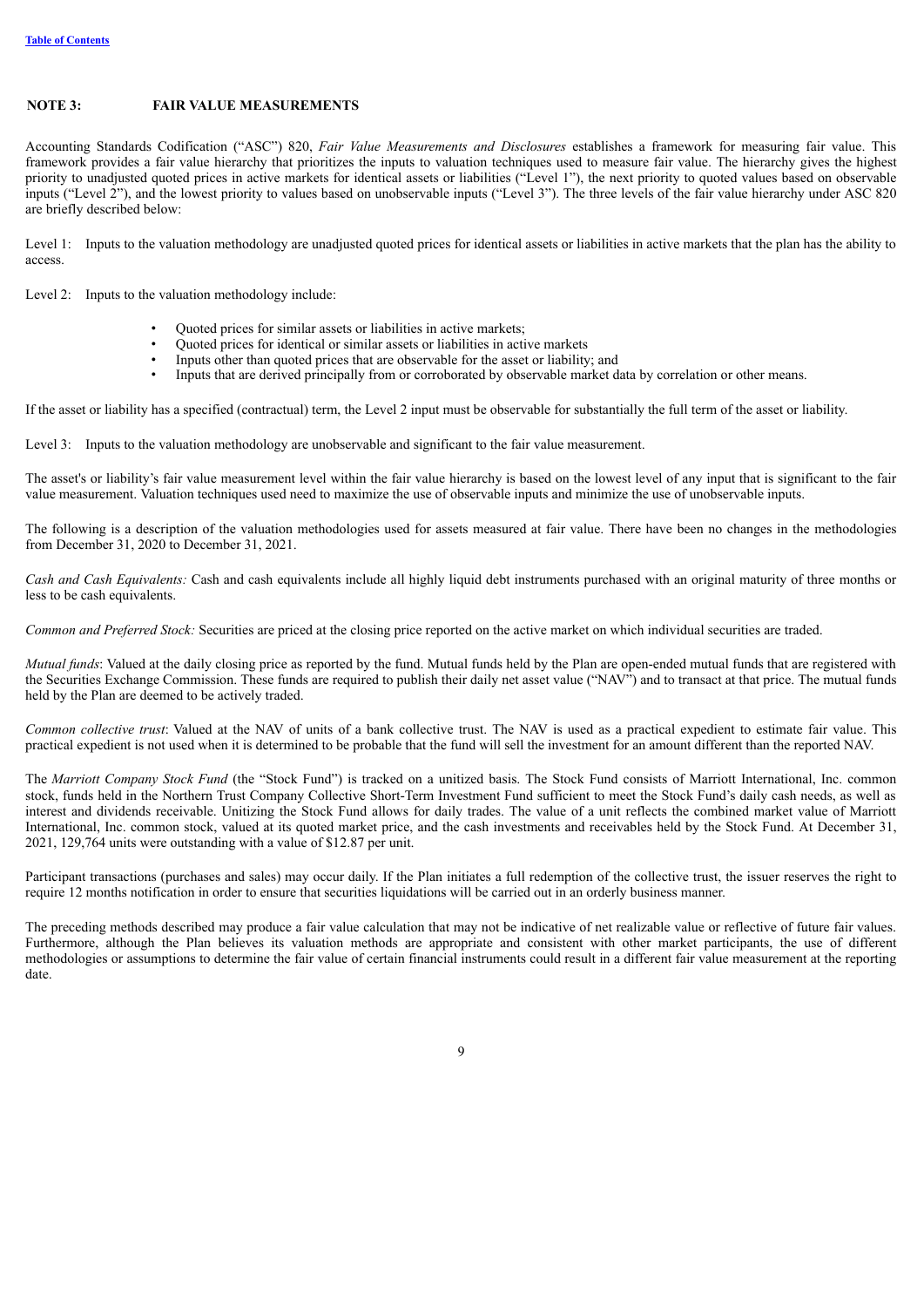## NOTE 3: FAIR VALUE MEASUREMENTS

Accounting Standards Codification ("ASC") 820, *Fair Value Measurements and Disclosures* establishes a framework for measuring fair value. This framework provides a fair value hierarchy that prioritizes the inputs to valuation techniques used to measure fair value. The hierarchy gives the highest priority to unadjusted quoted prices in active markets for identical assets or liabilities ("Level 1"), the next priority to quoted values based on observable inputs ("Level 2"), and the lowest priority to values based on unobservable inputs ("Level 3"). The three levels of the fair value hierarchy under ASC 820 are briefly described below:

Level 1: Inputs to the valuation methodology are unadjusted quoted prices for identical assets or liabilities in active markets that the plan has the ability to access.

Level 2: Inputs to the valuation methodology include:

- Quoted prices for similar assets or liabilities in active markets;
- Quoted prices for identical or similar assets or liabilities in active markets
- Inputs other than quoted prices that are observable for the asset or liability; and
- Inputs that are derived principally from or corroborated by observable market data by correlation or other means.

If the asset or liability has a specified (contractual) term, the Level 2 input must be observable for substantially the full term of the asset or liability.

Level 3: Inputs to the valuation methodology are unobservable and significant to the fair value measurement.

The asset's or liability's fair value measurement level within the fair value hierarchy is based on the lowest level of any input that is significant to the fair value measurement. Valuation techniques used need to maximize the use of observable inputs and minimize the use of unobservable inputs.

The following is a description of the valuation methodologies used for assets measured at fair value. There have been no changes in the methodologies from December 31, 2020 to December 31, 2021.

*Cash and Cash Equivalents:* Cash and cash equivalents include all highly liquid debt instruments purchased with an original maturity of three months or less to be cash equivalents.

*Common and Preferred Stock:* Securities are priced at the closing price reported on the active market on which individual securities are traded.

*Mutual funds*: Valued at the daily closing price as reported by the fund. Mutual funds held by the Plan are open-ended mutual funds that are registered with the Securities Exchange Commission. These funds are required to publish their daily net asset value ("NAV") and to transact at that price. The mutual funds held by the Plan are deemed to be actively traded.

*Common collective trust*: Valued at the NAV of units of a bank collective trust. The NAV is used as a practical expedient to estimate fair value. This practical expedient is not used when it is determined to be probable that the fund will sell the investment for an amount different than the reported NAV.

The *Marriott Company Stock Fund* (the "Stock Fund") is tracked on a unitized basis. The Stock Fund consists of Marriott International, Inc. common stock, funds held in the Northern Trust Company Collective Short-Term Investment Fund sufficient to meet the Stock Fund's daily cash needs, as well as interest and dividends receivable. Unitizing the Stock Fund allows for daily trades. The value of a unit reflects the combined market value of Marriott International, Inc. common stock, valued at its quoted market price, and the cash investments and receivables held by the Stock Fund. At December 31, 2021, 129,764 units were outstanding with a value of $12.87 per unit.

Participant transactions (purchases and sales) may occur daily. If the Plan initiates a full redemption of the collective trust, the issuer reserves the right to require 12 months notification in order to ensure that securities liquidations will be carried out in an orderly business manner.

The preceding methods described may produce a fair value calculation that may not be indicative of net realizable value or reflective of future fair values. Furthermore, although the Plan believes its valuation methods are appropriate and consistent with other market participants, the use of different methodologies or assumptions to determine the fair value of certain financial instruments could result in a different fair value measurement at the reporting date.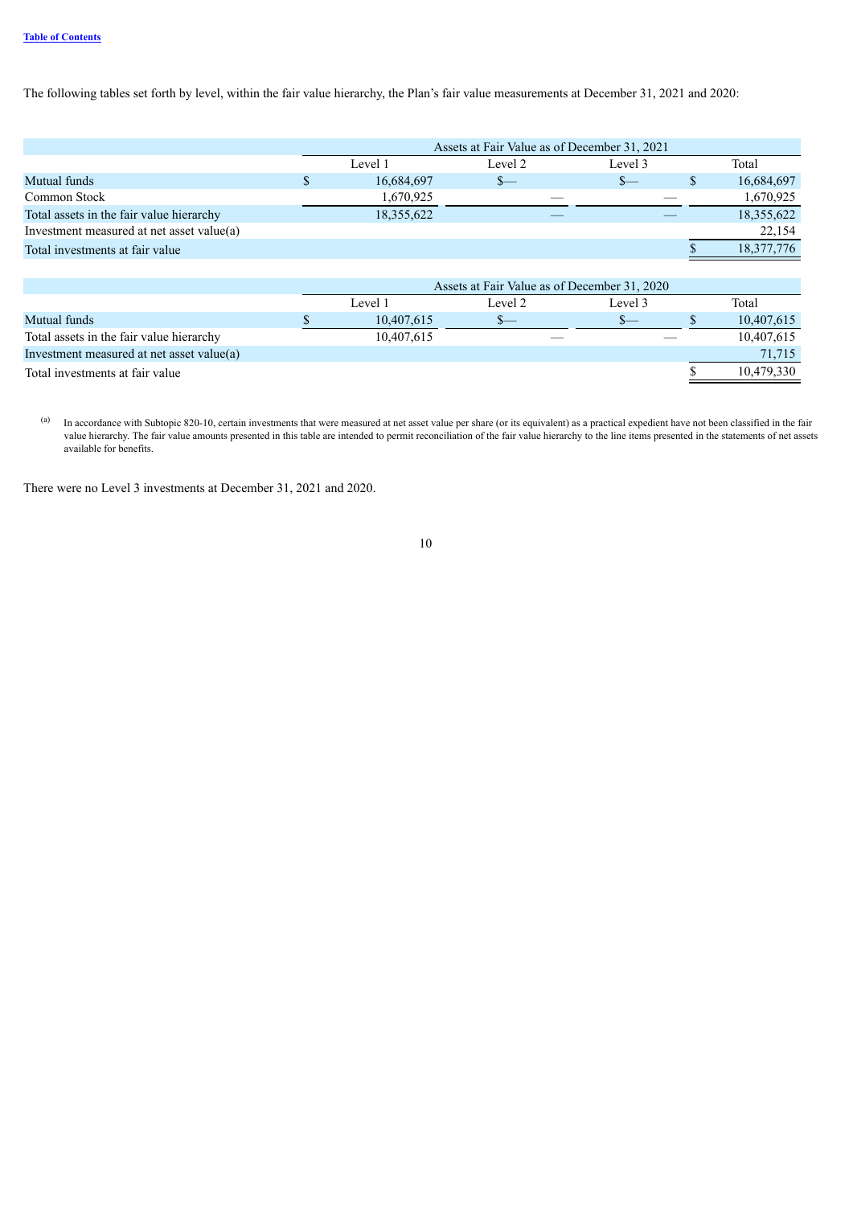The following tables set forth by level, within the fair value hierarchy, the Plan's fair value measurements at December 31, 2021 and 2020:

| | Assets at Fair Value as of December 31, 2021 | | | |
|---|---|---|---|---|
| | Level 1 | Level 2 | Level 3 | Total |
| Mutual funds | $ 16,684,697 | $— | $— | $ 16,684,697 |
| Common Stock | 1,670,925 | — | — | 1,670,925 |
| Total assets in the fair value hierarchy | 18,355,622 | — | — | 18,355,622 |
| Investment measured at net asset value(a) | | | | 22,154 |
| Total investments at fair value | | | | $ 18,377,776 |

| | Assets at Fair Value as of December 31, 2020 | | | |
|---|---|---|---|---|
| | Level 1 | Level 2 | Level 3 | Total |
| Mutual funds | $ 10,407,615 | $— | $— | $ 10,407,615 |
| Total assets in the fair value hierarchy | 10,407,615 | — | — | 10,407,615 |
| Investment measured at net asset value(a) | | | | 71,715 |
| Total investments at fair value | | | | $ 10,479,330 |

(a) In accordance with Subtopic 820-10, certain investments that were measured at net asset value per share (or its equivalent) as a practical expedient have not been classified in the fair value hierarchy. The fair value amounts presented in this table are intended to permit reconciliation of the fair value hierarchy to the line items presented in the statements of net assets available for benefits.

There were no Level 3 investments at December 31, 2021 and 2020.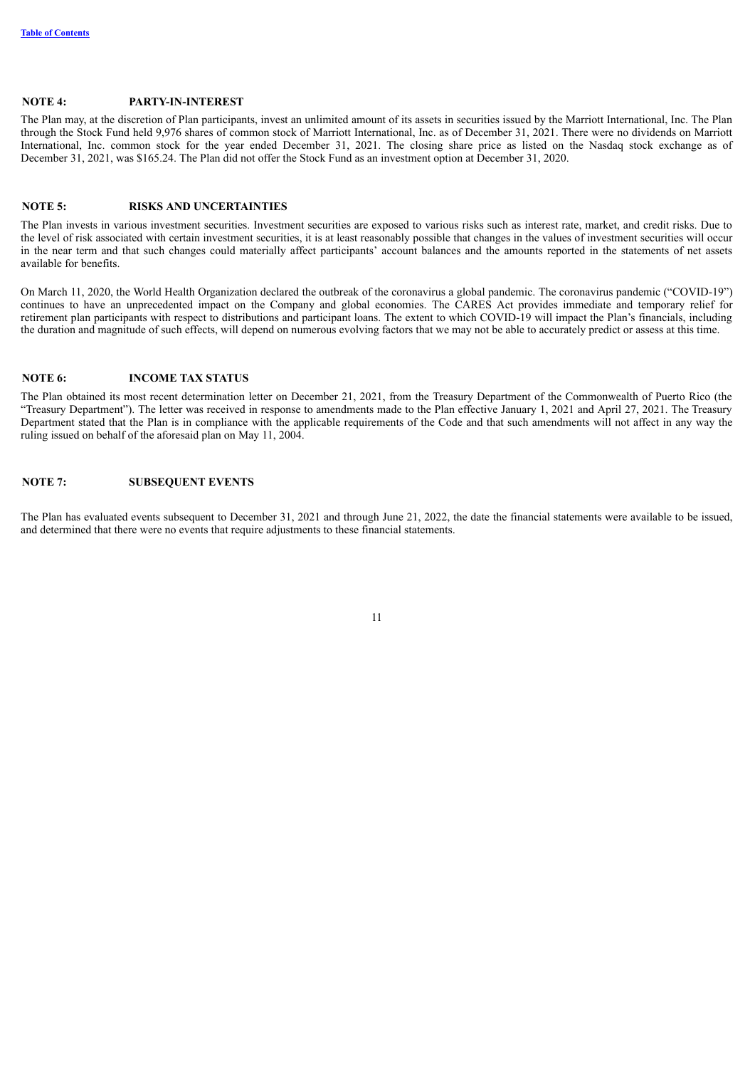## NOTE 4: PARTY-IN-INTEREST

The Plan may, at the discretion of Plan participants, invest an unlimited amount of its assets in securities issued by the Marriott International, Inc. The Plan through the Stock Fund held 9,976 shares of common stock of Marriott International, Inc. as of December 31, 2021. There were no dividends on Marriott International, Inc. common stock for the year ended December 31, 2021. The closing share price as listed on the Nasdaq stock exchange as of December 31, 2021, was $165.24. The Plan did not offer the Stock Fund as an investment option at December 31, 2020.

## NOTE 5: RISKS AND UNCERTAINTIES

The Plan invests in various investment securities. Investment securities are exposed to various risks such as interest rate, market, and credit risks. Due to the level of risk associated with certain investment securities, it is at least reasonably possible that changes in the values of investment securities will occur in the near term and that such changes could materially affect participants' account balances and the amounts reported in the statements of net assets available for benefits.

On March 11, 2020, the World Health Organization declared the outbreak of the coronavirus a global pandemic. The coronavirus pandemic ("COVID-19") continues to have an unprecedented impact on the Company and global economies. The CARES Act provides immediate and temporary relief for retirement plan participants with respect to distributions and participant loans. The extent to which COVID-19 will impact the Plan's financials, including the duration and magnitude of such effects, will depend on numerous evolving factors that we may not be able to accurately predict or assess at this time.

## NOTE 6: INCOME TAX STATUS

The Plan obtained its most recent determination letter on December 21, 2021, from the Treasury Department of the Commonwealth of Puerto Rico (the "Treasury Department"). The letter was received in response to amendments made to the Plan effective January 1, 2021 and April 27, 2021. The Treasury Department stated that the Plan is in compliance with the applicable requirements of the Code and that such amendments will not affect in any way the ruling issued on behalf of the aforesaid plan on May 11, 2004.

## NOTE 7: SUBSEQUENT EVENTS

The Plan has evaluated events subsequent to December 31, 2021 and through June 21, 2022, the date the financial statements were available to be issued, and determined that there were no events that require adjustments to these financial statements.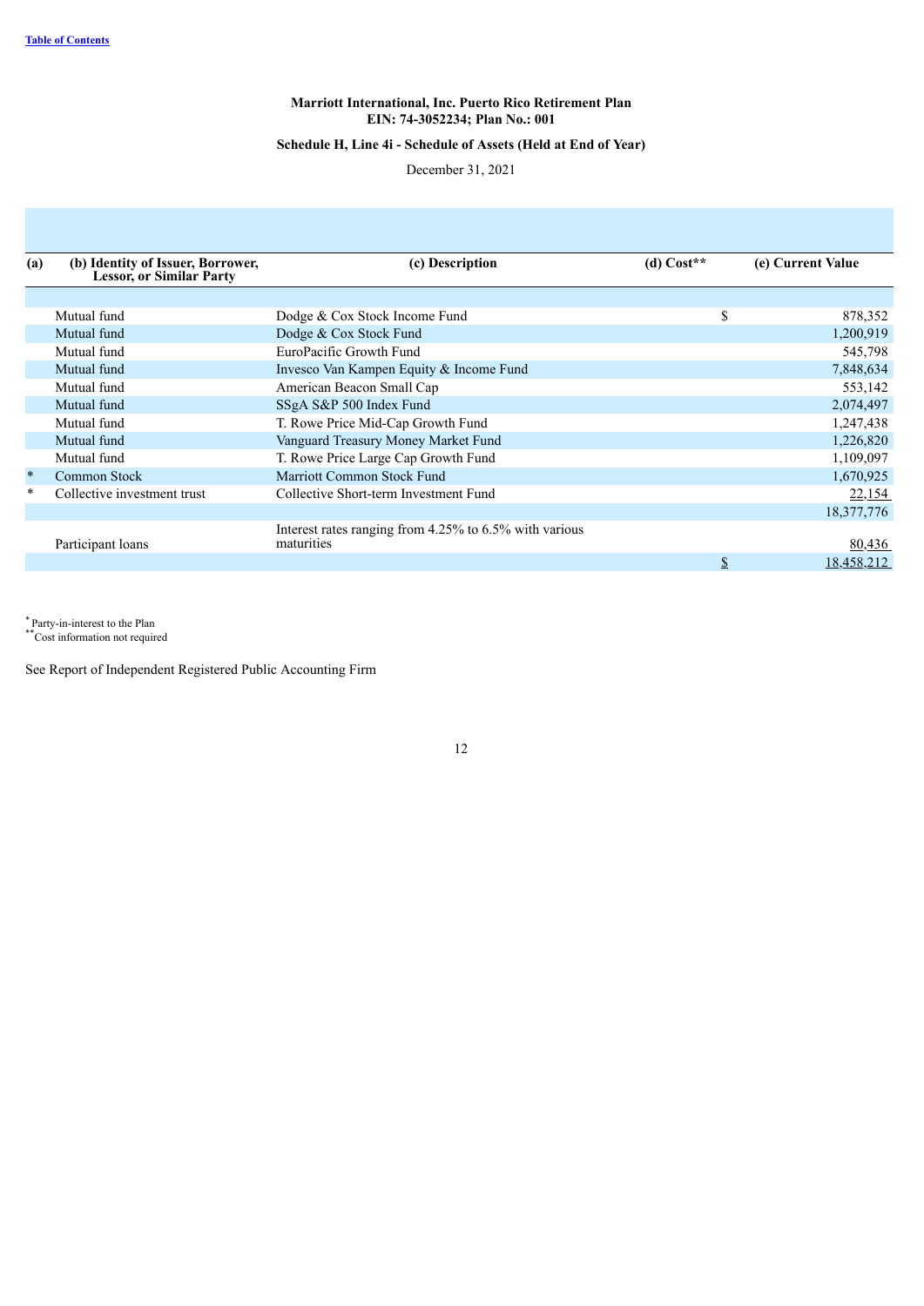**Marriott International, Inc. Puerto Rico Retirement Plan**
**EIN: 74-3052234; Plan No.: 001**

**Schedule H, Line 4i - Schedule of Assets (Held at End of Year)**

December 31, 2021

| (a) | (b) Identity of Issuer, Borrower, Lessor, or Similar Party | (c) Description | (d) Cost** | (e) Current Value |
|---|---|---|---|---|
| | Mutual fund | Dodge & Cox Stock Income Fund | $ | 878,352 |
| | Mutual fund | Dodge & Cox Stock Fund | | 1,200,919 |
| | Mutual fund | EuroPacific Growth Fund | | 545,798 |
| | Mutual fund | Invesco Van Kampen Equity & Income Fund | | 7,848,634 |
| | Mutual fund | American Beacon Small Cap | | 553,142 |
| | Mutual fund | SSgA S&P 500 Index Fund | | 2,074,497 |
| | Mutual fund | T. Rowe Price Mid-Cap Growth Fund | | 1,247,438 |
| | Mutual fund | Vanguard Treasury Money Market Fund | | 1,226,820 |
| | Mutual fund | T. Rowe Price Large Cap Growth Fund | | 1,109,097 |
| * | Common Stock | Marriott Common Stock Fund | | 1,670,925 |
| * | Collective investment trust | Collective Short-term Investment Fund | | 22,154 |
| | | | | 18,377,776 |
| | Participant loans | Interest rates ranging from 4.25% to 6.5% with various maturities | | 80,436 |
| | | | $ | 18,458,212 |

* Party-in-interest to the Plan
** Cost information not required

See Report of Independent Registered Public Accounting Firm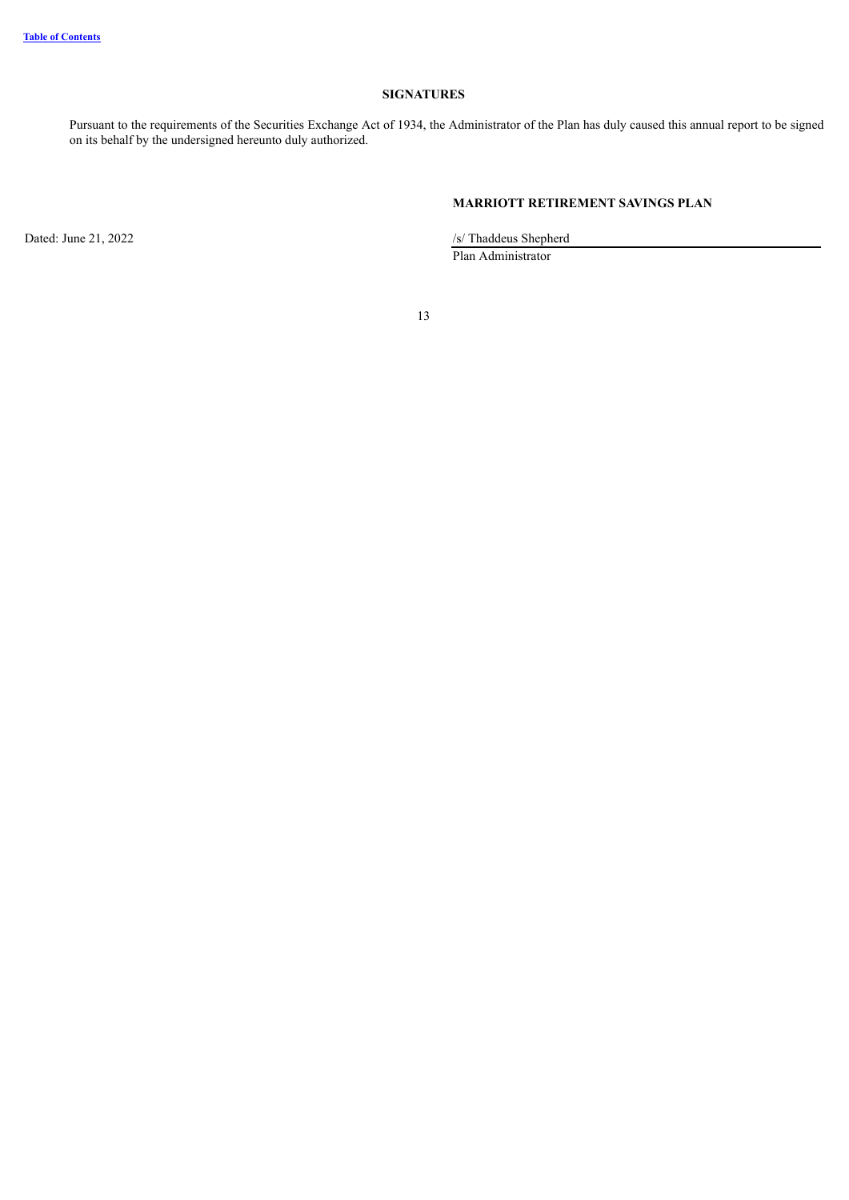## SIGNATURES

Pursuant to the requirements of the Securities Exchange Act of 1934, the Administrator of the Plan has duly caused this annual report to be signed on its behalf by the undersigned hereunto duly authorized.

**MARRIOTT RETIREMENT SAVINGS PLAN**

Dated: June 21, 2022

/s/ Thaddeus Shepherd

Plan Administrator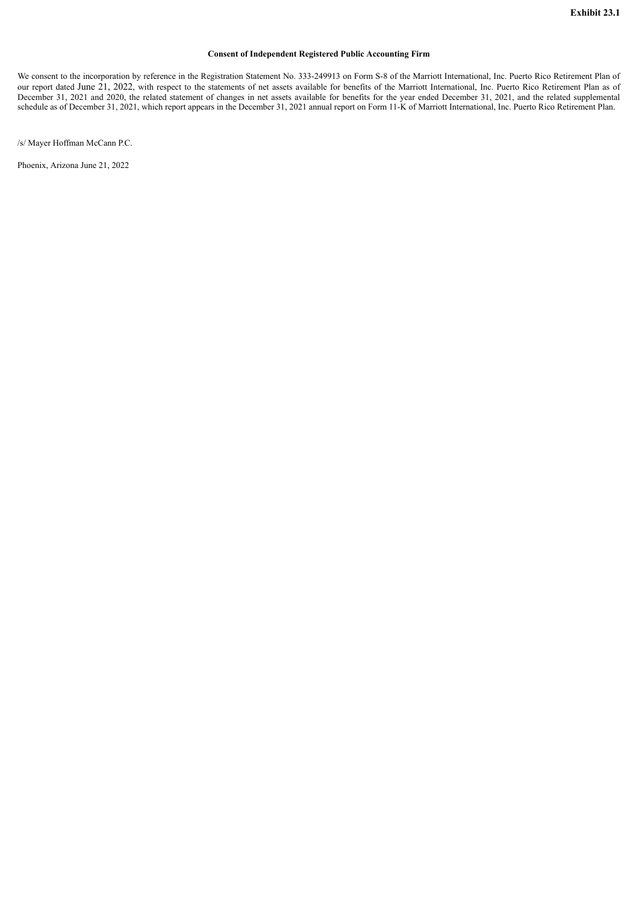**Exhibit 23.1**

**Consent of Independent Registered Public Accounting Firm**

We consent to the incorporation by reference in the Registration Statement No. 333-249913 on Form S-8 of the Marriott International, Inc. Puerto Rico Retirement Plan of our report dated June 21, 2022, with respect to the statements of net assets available for benefits of the Marriott International, Inc. Puerto Rico Retirement Plan as of December 31, 2021 and 2020, the related statement of changes in net assets available for benefits for the year ended December 31, 2021, and the related supplemental schedule as of December 31, 2021, which report appears in the December 31, 2021 annual report on Form 11-K of Marriott International, Inc. Puerto Rico Retirement Plan.

/s/ Mayer Hoffman McCann P.C.

Phoenix, Arizona June 21, 2022